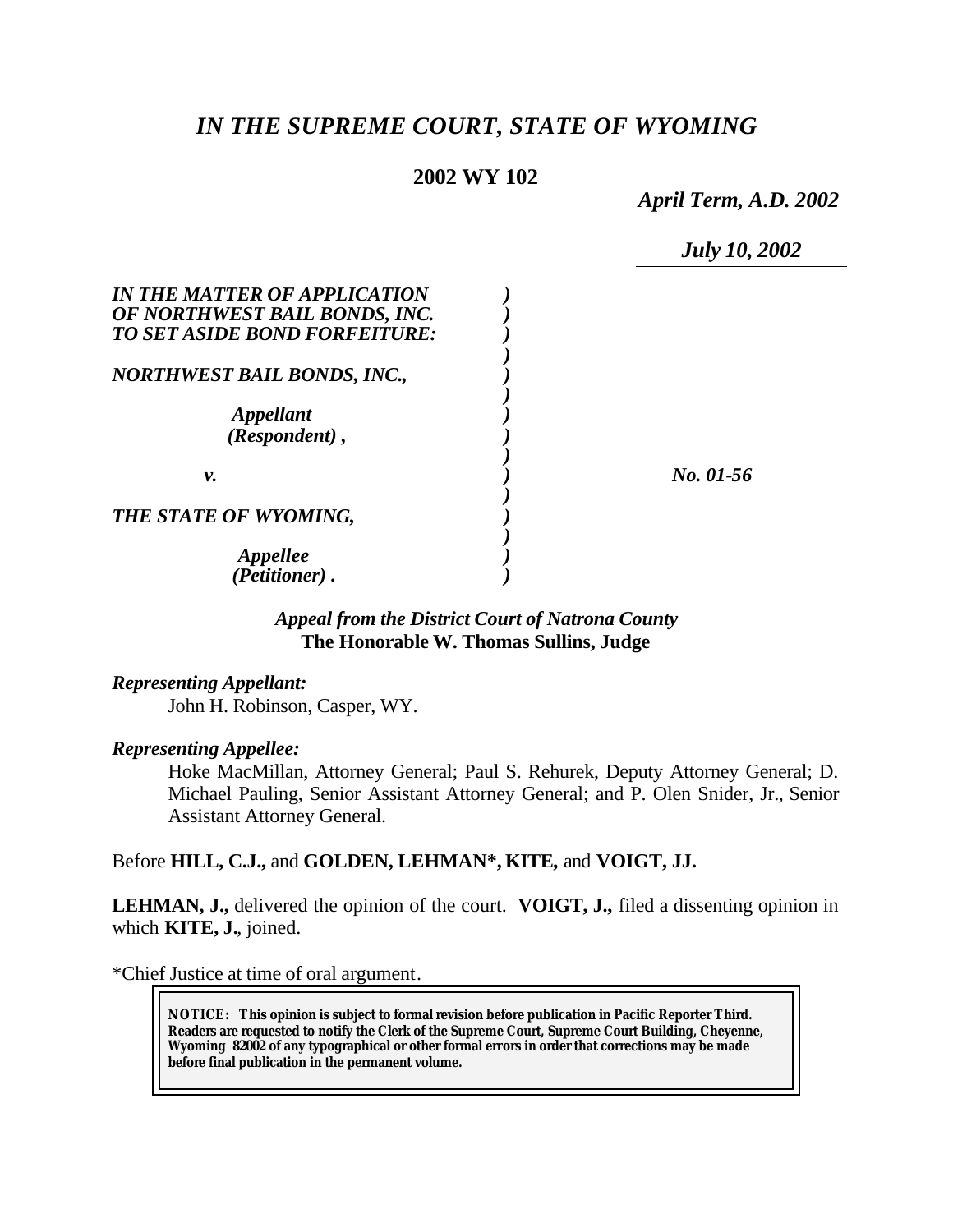# *IN THE SUPREME COURT, STATE OF WYOMING*

**2002 WY 102**

*April Term, A.D. 2002*

*July 10, 2002*

| | |
|---|---|
| ***IN THE MATTER OF APPLICATION OF NORTHWEST BAIL BONDS, INC. TO SET ASIDE BOND FORFEITURE:*** | |
| ***NORTHWEST BAIL BONDS, INC.,*** | |
| ***Appellant (Respondent),*** | |
| ***v.*** | ***No. 01-56*** |
| ***THE STATE OF WYOMING,*** | |
| ***Appellee (Petitioner).*** | |

***Appeal from the District Court of Natrona County***
**The Honorable W. Thomas Sullins, Judge**

***Representing Appellant:***

John H. Robinson, Casper, WY.

***Representing Appellee:***

Hoke MacMillan, Attorney General; Paul S. Rehurek, Deputy Attorney General; D. Michael Pauling, Senior Assistant Attorney General; and P. Olen Snider, Jr., Senior Assistant Attorney General.

Before **HILL, C.J.,** and **GOLDEN, LEHMAN\*, KITE,** and **VOIGT, JJ.**

**LEHMAN, J.,** delivered the opinion of the court. **VOIGT, J.,** filed a dissenting opinion in which **KITE, J.**, joined.

\*Chief Justice at time of oral argument.

**NOTICE: This opinion is subject to formal revision before publication in Pacific Reporter Third. Readers are requested to notify the Clerk of the Supreme Court, Supreme Court Building, Cheyenne, Wyoming 82002 of any typographical or other formal errors in order that corrections may be made before final publication in the permanent volume.**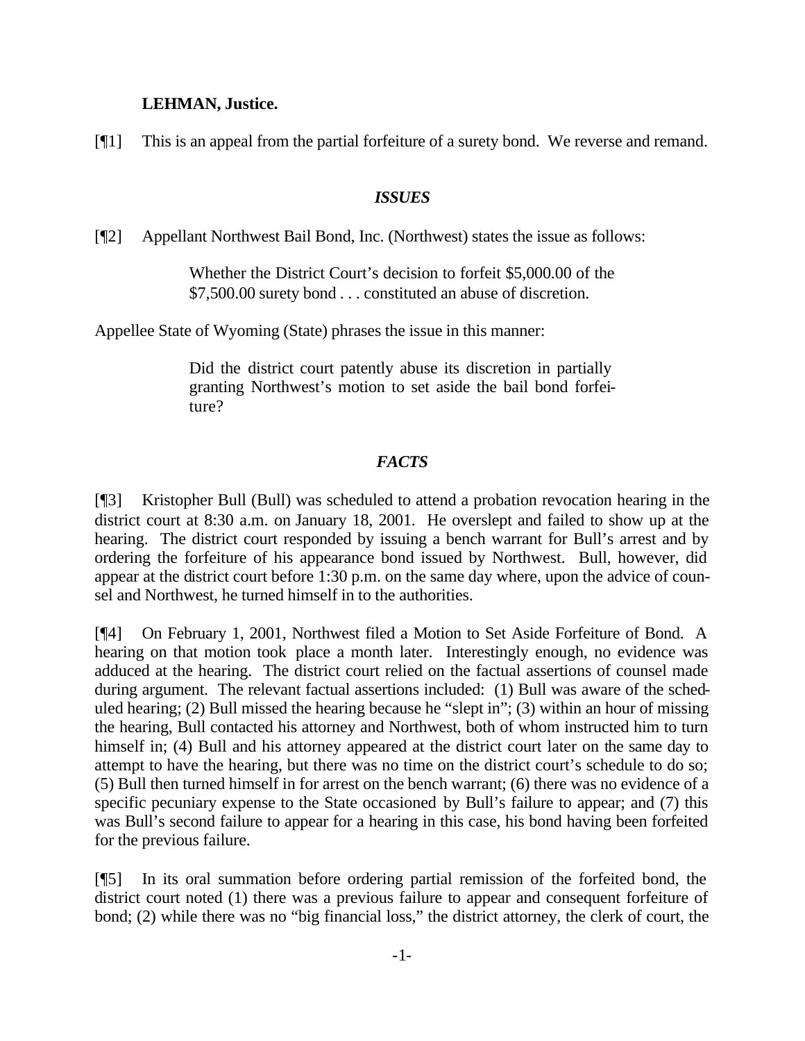**LEHMAN, Justice.**

[¶1] This is an appeal from the partial forfeiture of a surety bond. We reverse and remand.

### *ISSUES*

[¶2] Appellant Northwest Bail Bond, Inc. (Northwest) states the issue as follows:

> Whether the District Court's decision to forfeit $5,000.00 of the $7,500.00 surety bond . . . constituted an abuse of discretion.

Appellee State of Wyoming (State) phrases the issue in this manner:

> Did the district court patently abuse its discretion in partially granting Northwest's motion to set aside the bail bond forfeiture?

### *FACTS*

[¶3] Kristopher Bull (Bull) was scheduled to attend a probation revocation hearing in the district court at 8:30 a.m. on January 18, 2001. He overslept and failed to show up at the hearing. The district court responded by issuing a bench warrant for Bull's arrest and by ordering the forfeiture of his appearance bond issued by Northwest. Bull, however, did appear at the district court before 1:30 p.m. on the same day where, upon the advice of counsel and Northwest, he turned himself in to the authorities.

[¶4] On February 1, 2001, Northwest filed a Motion to Set Aside Forfeiture of Bond. A hearing on that motion took place a month later. Interestingly enough, no evidence was adduced at the hearing. The district court relied on the factual assertions of counsel made during argument. The relevant factual assertions included: (1) Bull was aware of the scheduled hearing; (2) Bull missed the hearing because he "slept in"; (3) within an hour of missing the hearing, Bull contacted his attorney and Northwest, both of whom instructed him to turn himself in; (4) Bull and his attorney appeared at the district court later on the same day to attempt to have the hearing, but there was no time on the district court's schedule to do so; (5) Bull then turned himself in for arrest on the bench warrant; (6) there was no evidence of a specific pecuniary expense to the State occasioned by Bull's failure to appear; and (7) this was Bull's second failure to appear for a hearing in this case, his bond having been forfeited for the previous failure.

[¶5] In its oral summation before ordering partial remission of the forfeited bond, the district court noted (1) there was a previous failure to appear and consequent forfeiture of bond; (2) while there was no "big financial loss," the district attorney, the clerk of court, the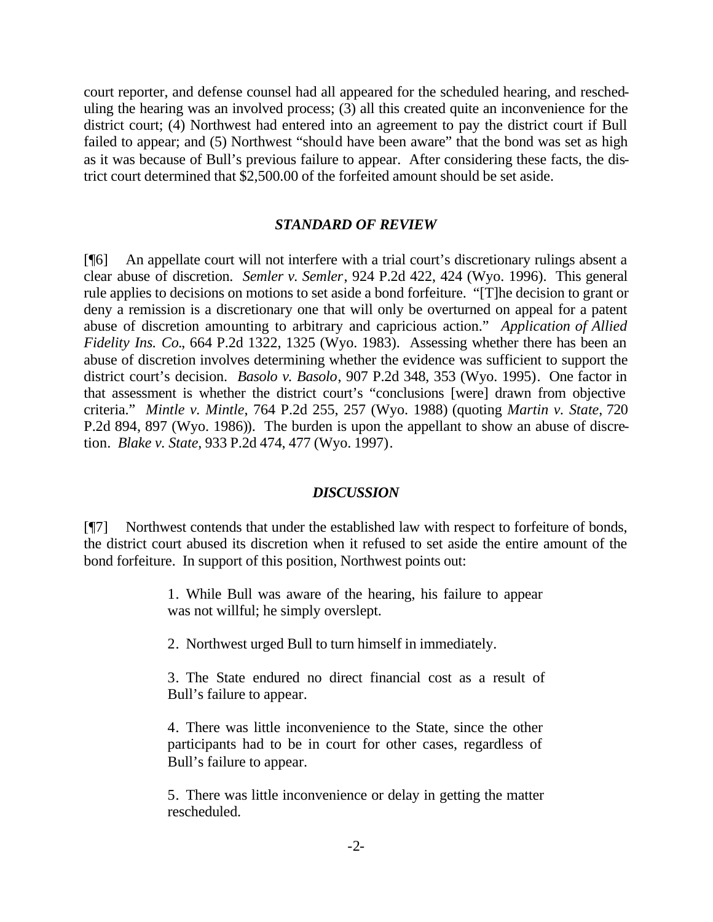court reporter, and defense counsel had all appeared for the scheduled hearing, and rescheduling the hearing was an involved process; (3) all this created quite an inconvenience for the district court; (4) Northwest had entered into an agreement to pay the district court if Bull failed to appear; and (5) Northwest "should have been aware" that the bond was set as high as it was because of Bull's previous failure to appear. After considering these facts, the district court determined that $2,500.00 of the forfeited amount should be set aside.

### *STANDARD OF REVIEW*

[¶6] An appellate court will not interfere with a trial court's discretionary rulings absent a clear abuse of discretion. *Semler v. Semler*, 924 P.2d 422, 424 (Wyo. 1996). This general rule applies to decisions on motions to set aside a bond forfeiture. "[T]he decision to grant or deny a remission is a discretionary one that will only be overturned on appeal for a patent abuse of discretion amounting to arbitrary and capricious action." *Application of Allied Fidelity Ins. Co.*, 664 P.2d 1322, 1325 (Wyo. 1983). Assessing whether there has been an abuse of discretion involves determining whether the evidence was sufficient to support the district court's decision. *Basolo v. Basolo*, 907 P.2d 348, 353 (Wyo. 1995). One factor in that assessment is whether the district court's "conclusions [were] drawn from objective criteria." *Mintle v. Mintle*, 764 P.2d 255, 257 (Wyo. 1988) (quoting *Martin v. State*, 720 P.2d 894, 897 (Wyo. 1986)). The burden is upon the appellant to show an abuse of discretion. *Blake v. State*, 933 P.2d 474, 477 (Wyo. 1997).

### *DISCUSSION*

[¶7] Northwest contends that under the established law with respect to forfeiture of bonds, the district court abused its discretion when it refused to set aside the entire amount of the bond forfeiture. In support of this position, Northwest points out:

> 1. While Bull was aware of the hearing, his failure to appear was not willful; he simply overslept.
>
> 2. Northwest urged Bull to turn himself in immediately.
>
> 3. The State endured no direct financial cost as a result of Bull's failure to appear.
>
> 4. There was little inconvenience to the State, since the other participants had to be in court for other cases, regardless of Bull's failure to appear.
>
> 5. There was little inconvenience or delay in getting the matter rescheduled.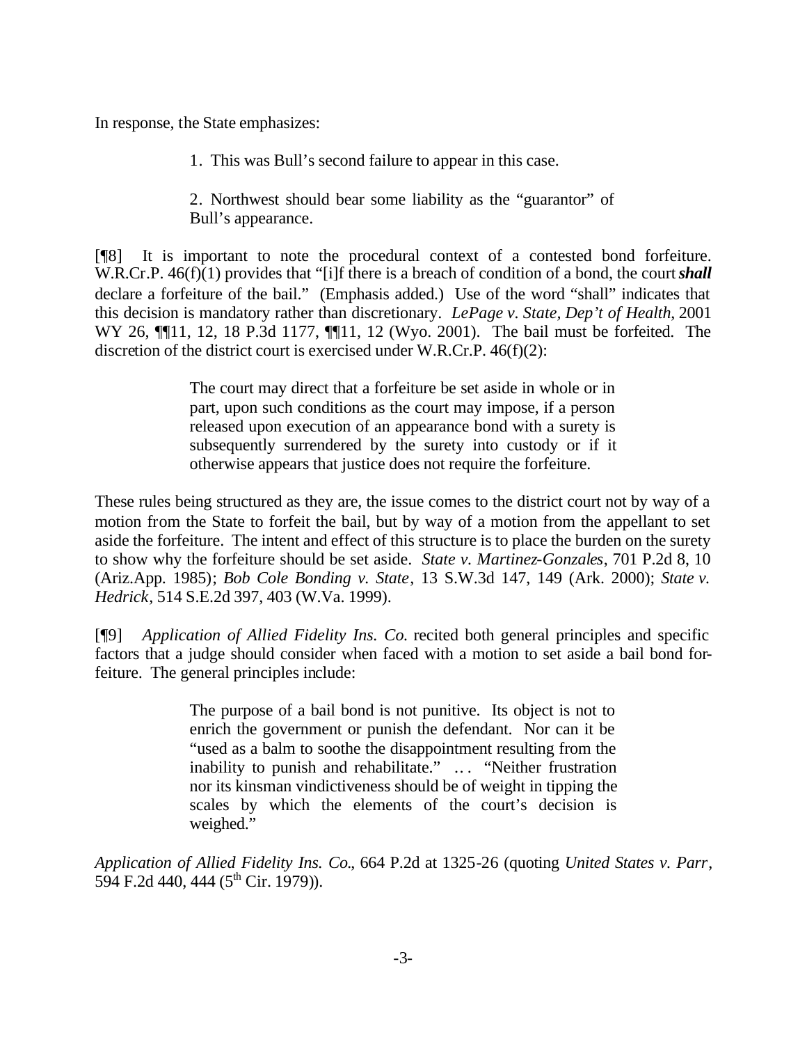In response, the State emphasizes:

> 1. This was Bull's second failure to appear in this case.
>
> 2. Northwest should bear some liability as the "guarantor" of Bull's appearance.

[¶8] It is important to note the procedural context of a contested bond forfeiture. W.R.Cr.P. 46(f)(1) provides that "[i]f there is a breach of condition of a bond, the court ***shall*** declare a forfeiture of the bail." (Emphasis added.) Use of the word "shall" indicates that this decision is mandatory rather than discretionary. *LePage v. State, Dep't of Health*, 2001 WY 26, ¶¶11, 12, 18 P.3d 1177, ¶¶11, 12 (Wyo. 2001). The bail must be forfeited. The discretion of the district court is exercised under W.R.Cr.P. 46(f)(2):

> The court may direct that a forfeiture be set aside in whole or in part, upon such conditions as the court may impose, if a person released upon execution of an appearance bond with a surety is subsequently surrendered by the surety into custody or if it otherwise appears that justice does not require the forfeiture.

These rules being structured as they are, the issue comes to the district court not by way of a motion from the State to forfeit the bail, but by way of a motion from the appellant to set aside the forfeiture. The intent and effect of this structure is to place the burden on the surety to show why the forfeiture should be set aside. *State v. Martinez-Gonzales*, 701 P.2d 8, 10 (Ariz.App. 1985); *Bob Cole Bonding v. State*, 13 S.W.3d 147, 149 (Ark. 2000); *State v. Hedrick*, 514 S.E.2d 397, 403 (W.Va. 1999).

[¶9] *Application of Allied Fidelity Ins. Co.* recited both general principles and specific factors that a judge should consider when faced with a motion to set aside a bail bond forfeiture. The general principles include:

> The purpose of a bail bond is not punitive. Its object is not to enrich the government or punish the defendant. Nor can it be "used as a balm to soothe the disappointment resulting from the inability to punish and rehabilitate." ... "Neither frustration nor its kinsman vindictiveness should be of weight in tipping the scales by which the elements of the court's decision is weighed."

*Application of Allied Fidelity Ins. Co.*, 664 P.2d at 1325-26 (quoting *United States v. Parr*, 594 F.2d 440, 444 (5th Cir. 1979)).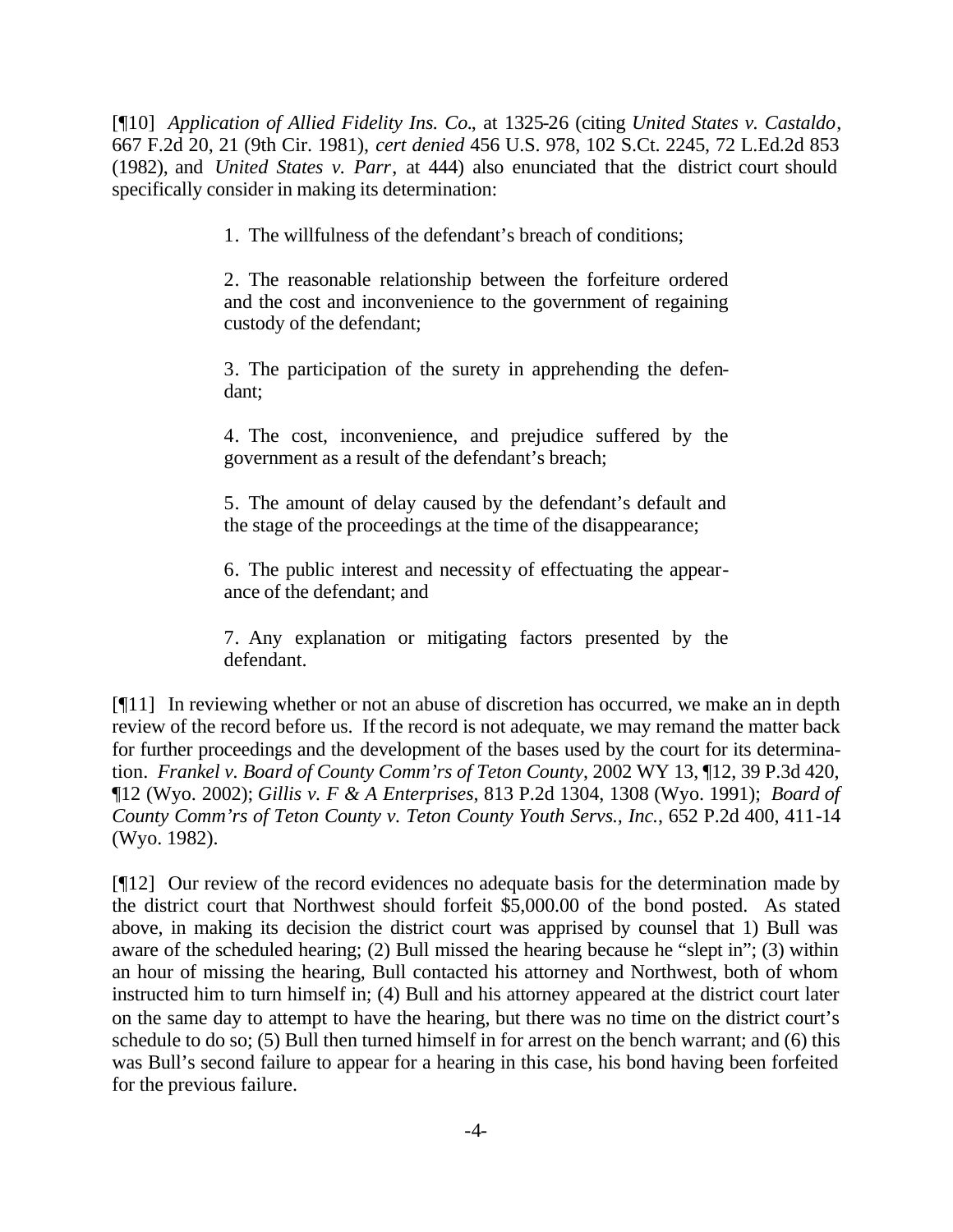[¶10] *Application of Allied Fidelity Ins. Co.*, at 1325-26 (citing *United States v. Castaldo*, 667 F.2d 20, 21 (9th Cir. 1981), *cert denied* 456 U.S. 978, 102 S.Ct. 2245, 72 L.Ed.2d 853 (1982), and *United States v. Parr*, at 444) also enunciated that the district court should specifically consider in making its determination:

> 1. The willfulness of the defendant's breach of conditions;
>
> 2. The reasonable relationship between the forfeiture ordered and the cost and inconvenience to the government of regaining custody of the defendant;
>
> 3. The participation of the surety in apprehending the defendant;
>
> 4. The cost, inconvenience, and prejudice suffered by the government as a result of the defendant's breach;
>
> 5. The amount of delay caused by the defendant's default and the stage of the proceedings at the time of the disappearance;
>
> 6. The public interest and necessity of effectuating the appearance of the defendant; and
>
> 7. Any explanation or mitigating factors presented by the defendant.

[¶11] In reviewing whether or not an abuse of discretion has occurred, we make an in depth review of the record before us. If the record is not adequate, we may remand the matter back for further proceedings and the development of the bases used by the court for its determination. *Frankel v. Board of County Comm'rs of Teton County*, 2002 WY 13, ¶12, 39 P.3d 420, ¶12 (Wyo. 2002); *Gillis v. F & A Enterprises*, 813 P.2d 1304, 1308 (Wyo. 1991); *Board of County Comm'rs of Teton County v. Teton County Youth Servs., Inc.*, 652 P.2d 400, 411-14 (Wyo. 1982).

[¶12] Our review of the record evidences no adequate basis for the determination made by the district court that Northwest should forfeit $5,000.00 of the bond posted. As stated above, in making its decision the district court was apprised by counsel that 1) Bull was aware of the scheduled hearing; (2) Bull missed the hearing because he "slept in"; (3) within an hour of missing the hearing, Bull contacted his attorney and Northwest, both of whom instructed him to turn himself in; (4) Bull and his attorney appeared at the district court later on the same day to attempt to have the hearing, but there was no time on the district court's schedule to do so; (5) Bull then turned himself in for arrest on the bench warrant; and (6) this was Bull's second failure to appear for a hearing in this case, his bond having been forfeited for the previous failure.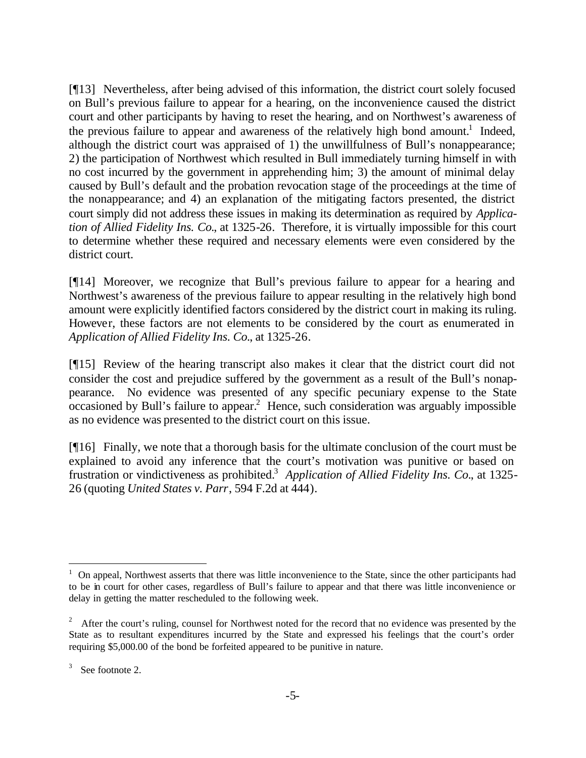[¶13] Nevertheless, after being advised of this information, the district court solely focused on Bull's previous failure to appear for a hearing, on the inconvenience caused the district court and other participants by having to reset the hearing, and on Northwest's awareness of the previous failure to appear and awareness of the relatively high bond amount.[1] Indeed, although the district court was appraised of 1) the unwillfulness of Bull's nonappearance; 2) the participation of Northwest which resulted in Bull immediately turning himself in with no cost incurred by the government in apprehending him; 3) the amount of minimal delay caused by Bull's default and the probation revocation stage of the proceedings at the time of the nonappearance; and 4) an explanation of the mitigating factors presented, the district court simply did not address these issues in making its determination as required by *Application of Allied Fidelity Ins. Co.*, at 1325-26. Therefore, it is virtually impossible for this court to determine whether these required and necessary elements were even considered by the district court.

[¶14] Moreover, we recognize that Bull's previous failure to appear for a hearing and Northwest's awareness of the previous failure to appear resulting in the relatively high bond amount were explicitly identified factors considered by the district court in making its ruling. However, these factors are not elements to be considered by the court as enumerated in *Application of Allied Fidelity Ins. Co.*, at 1325-26.

[¶15] Review of the hearing transcript also makes it clear that the district court did not consider the cost and prejudice suffered by the government as a result of the Bull's nonappearance. No evidence was presented of any specific pecuniary expense to the State occasioned by Bull's failure to appear.[2] Hence, such consideration was arguably impossible as no evidence was presented to the district court on this issue.

[¶16] Finally, we note that a thorough basis for the ultimate conclusion of the court must be explained to avoid any inference that the court's motivation was punitive or based on frustration or vindictiveness as prohibited.[3] *Application of Allied Fidelity Ins. Co.*, at 1325-26 (quoting *United States v. Parr*, 594 F.2d at 444).

---

[1] On appeal, Northwest asserts that there was little inconvenience to the State, since the other participants had to be in court for other cases, regardless of Bull's failure to appear and that there was little inconvenience or delay in getting the matter rescheduled to the following week.

[2] After the court's ruling, counsel for Northwest noted for the record that no evidence was presented by the State as to resultant expenditures incurred by the State and expressed his feelings that the court's order requiring $5,000.00 of the bond be forfeited appeared to be punitive in nature.

[3] See footnote 2.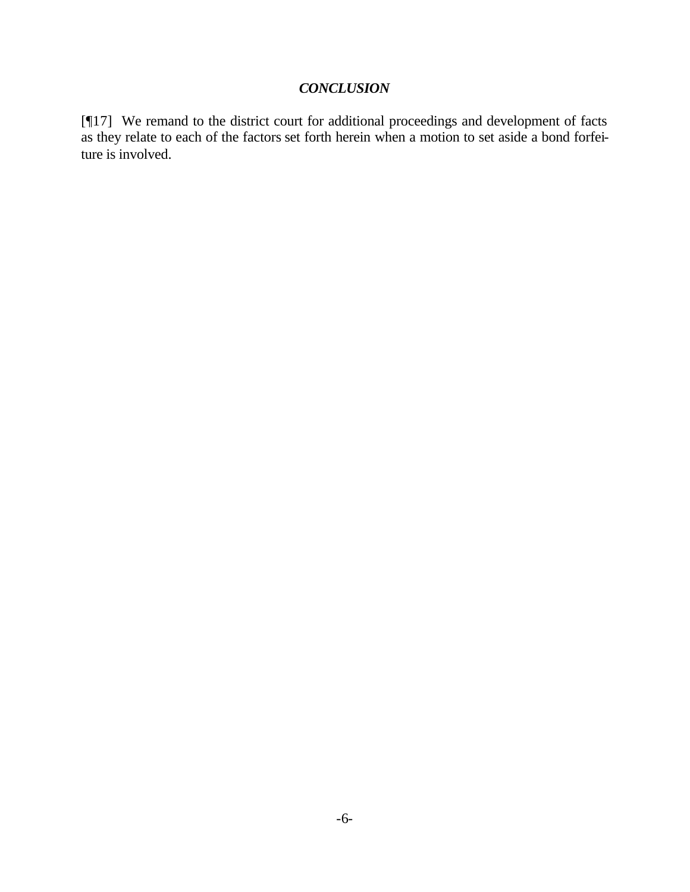## ***CONCLUSION***

[¶17] We remand to the district court for additional proceedings and development of facts as they relate to each of the factors set forth herein when a motion to set aside a bond forfeiture is involved.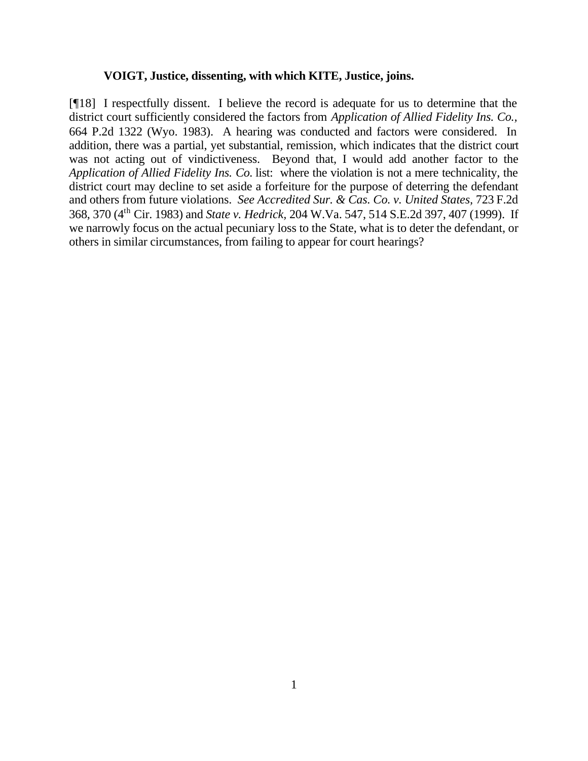**VOIGT, Justice, dissenting, with which KITE, Justice, joins.**

[¶18] I respectfully dissent. I believe the record is adequate for us to determine that the district court sufficiently considered the factors from *Application of Allied Fidelity Ins. Co.*, 664 P.2d 1322 (Wyo. 1983). A hearing was conducted and factors were considered. In addition, there was a partial, yet substantial, remission, which indicates that the district court was not acting out of vindictiveness. Beyond that, I would add another factor to the *Application of Allied Fidelity Ins. Co.* list: where the violation is not a mere technicality, the district court may decline to set aside a forfeiture for the purpose of deterring the defendant and others from future violations. *See Accredited Sur. & Cas. Co. v. United States*, 723 F.2d 368, 370 (4th Cir. 1983) and *State v. Hedrick*, 204 W.Va. 547, 514 S.E.2d 397, 407 (1999). If we narrowly focus on the actual pecuniary loss to the State, what is to deter the defendant, or others in similar circumstances, from failing to appear for court hearings?